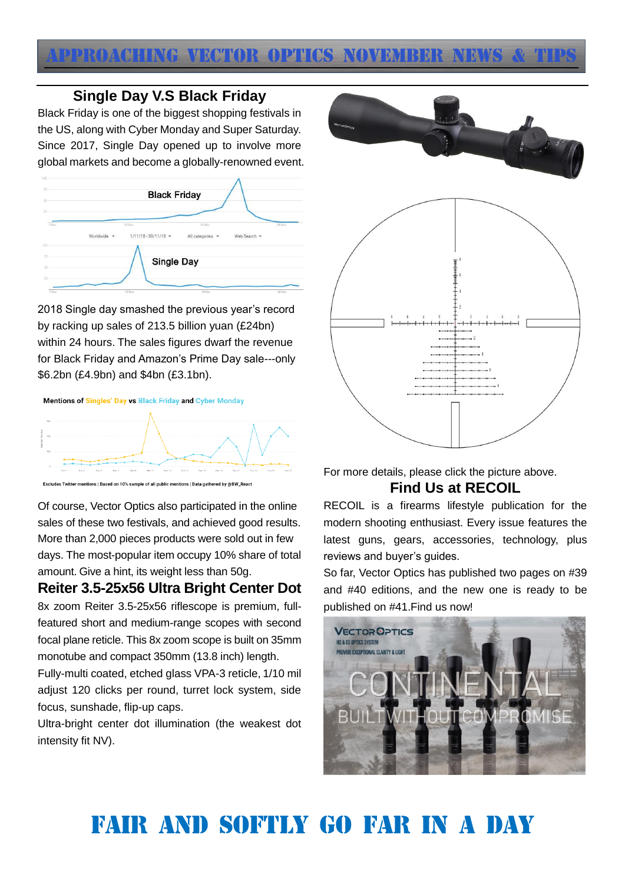# APPROACHING VECTOR OPTICS NOVEMBER NEWS & TIPS

## Single Day V.S Black Friday

Black Friday is one of the biggest shopping festivals in the US, along with Cyber Monday and Super Saturday. Since 2017, Single Day opened up to involve more global markets and become a globally-renowned event.

2018 Single day smashed the previous year's record by racking up sales of 213.5 billion yuan (£24bn) within 24 hours. The sales figures dwarf the revenue for Black Friday and Amazon's Prime Day sale---only $6.2bn (£4.9bn) and $4bn (£3.1bn).

Of course, Vector Optics also participated in the online sales of these two festivals, and achieved good results. More than 2,000 pieces products were sold out in few days. The most-popular item occupy 10% share of total amount. Give a hint, its weight less than 50g.

## Reiter 3.5-25x56 Ultra Bright Center Dot

8x zoom Reiter 3.5-25x56 riflescope is premium, full-featured short and medium-range scopes with second focal plane reticle. This 8x zoom scope is built on 35mm monotube and compact 350mm (13.8 inch) length.

Fully-multi coated, etched glass VPA-3 reticle, 1/10 mil adjust 120 clicks per round, turret lock system, side focus, sunshade, flip-up caps.

Ultra-bright center dot illumination (the weakest dot intensity fit NV).

For more details, please click the picture above.

## Find Us at RECOIL

RECOIL is a firearms lifestyle publication for the modern shooting enthusiast. Every issue features the latest guns, gears, accessories, technology, plus reviews and buyer's guides.

So far, Vector Optics has published two pages on #39 and #40 editions, and the new one is ready to be published on #41.Find us now!

# FAIR AND SOFTLY GO FAR IN A DAY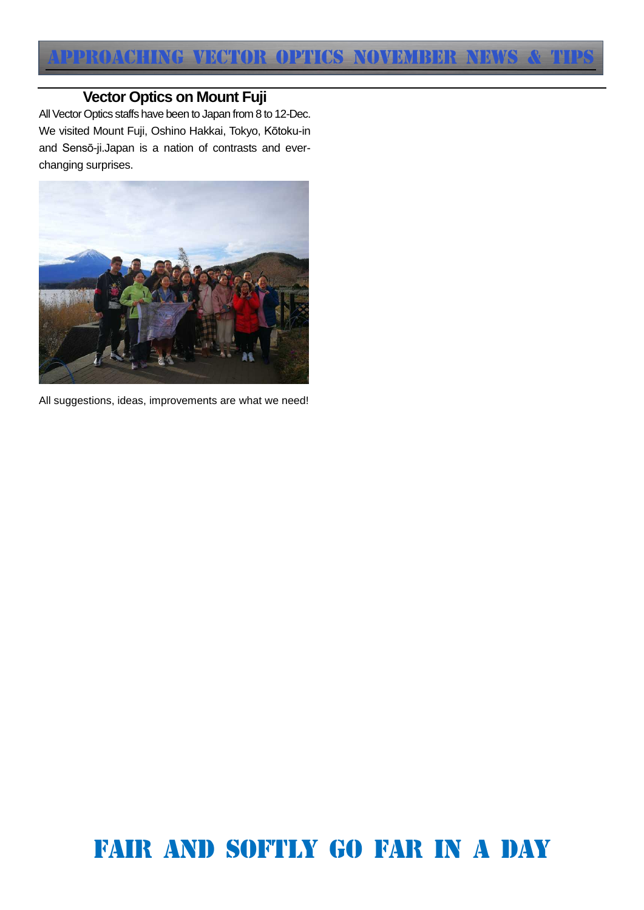# APPROACHING VECTOR OPTICS NOVEMBER NEWS & TIPS

## Vector Optics on Mount Fuji

All Vector Optics staffs have been to Japan from 8 to 12-Dec. We visited Mount Fuji, Oshino Hakkai, Tokyo, Kōtoku-in and Sensō-ji.Japan is a nation of contrasts and ever-changing surprises.

All suggestions, ideas, improvements are what we need!

# FAIR AND SOFTLY GO FAR IN A DAY